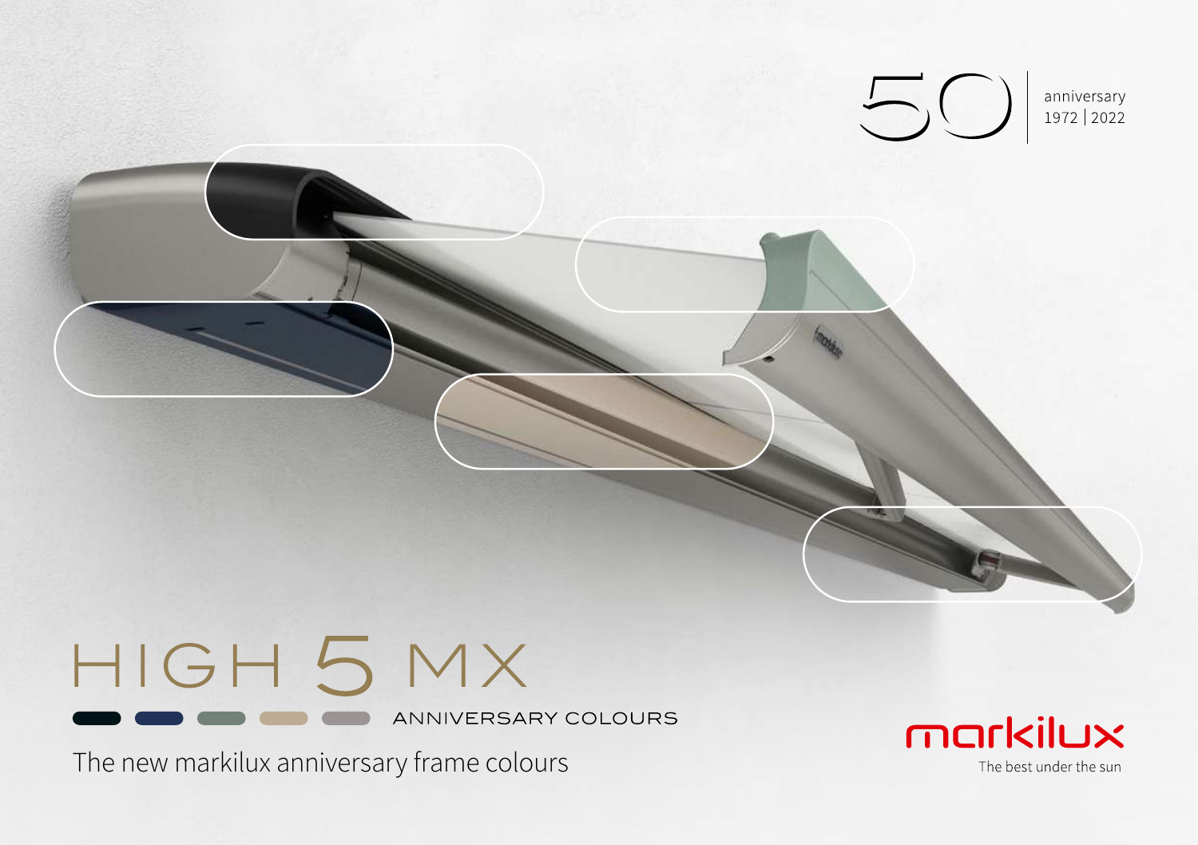50 | anniversary 1972 | 2022

# HIGH 5 MX

ANNIVERSARY COLOURS

The new markilux anniversary frame colours

markilux

The best under the sun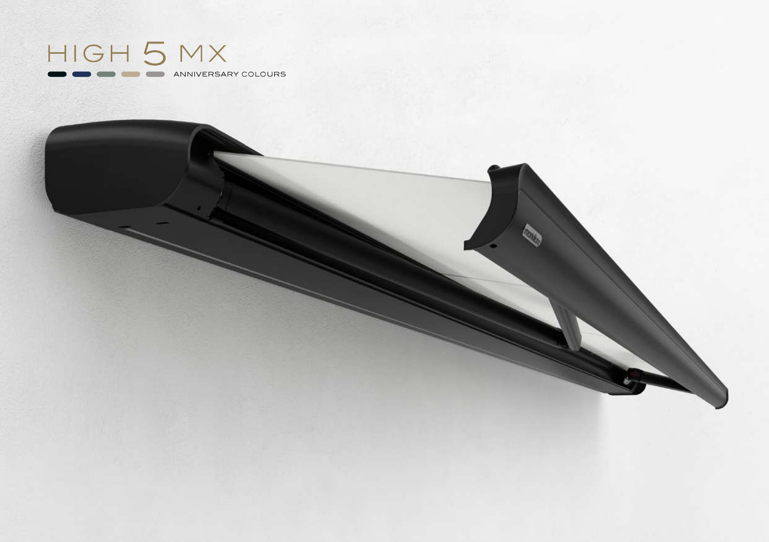# HIGH 5 MX

ANNIVERSARY COLOURS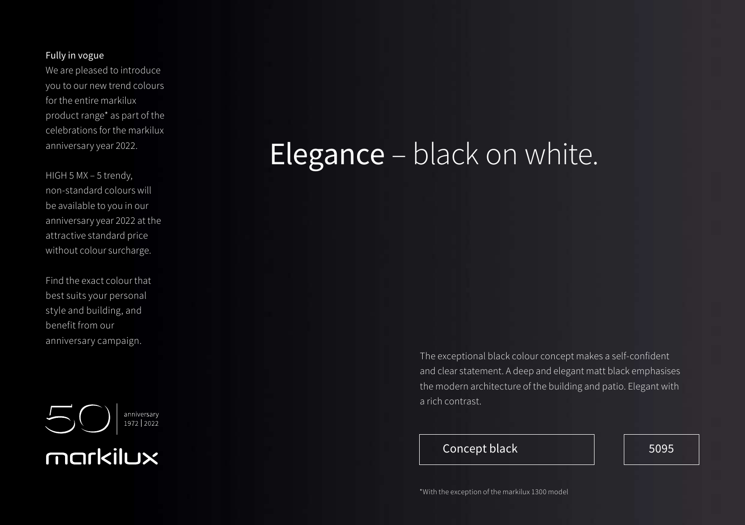Fully in vogue

We are pleased to introduce you to our new trend colours for the entire markilux product range* as part of the celebrations for the markilux anniversary year 2022.

HIGH 5 MX – 5 trendy, non-standard colours will be available to you in our anniversary year 2022 at the attractive standard price without colour surcharge.

Find the exact colour that best suits your personal style and building, and benefit from our anniversary campaign.

50 anniversary 1972 | 2022

markilux

# Elegance – black on white.

The exceptional black colour concept makes a self-confident and clear statement. A deep and elegant matt black emphasises the modern architecture of the building and patio. Elegant with a rich contrast.

| Concept black | 5095 |
|---|---|

*With the exception of the markilux 1300 model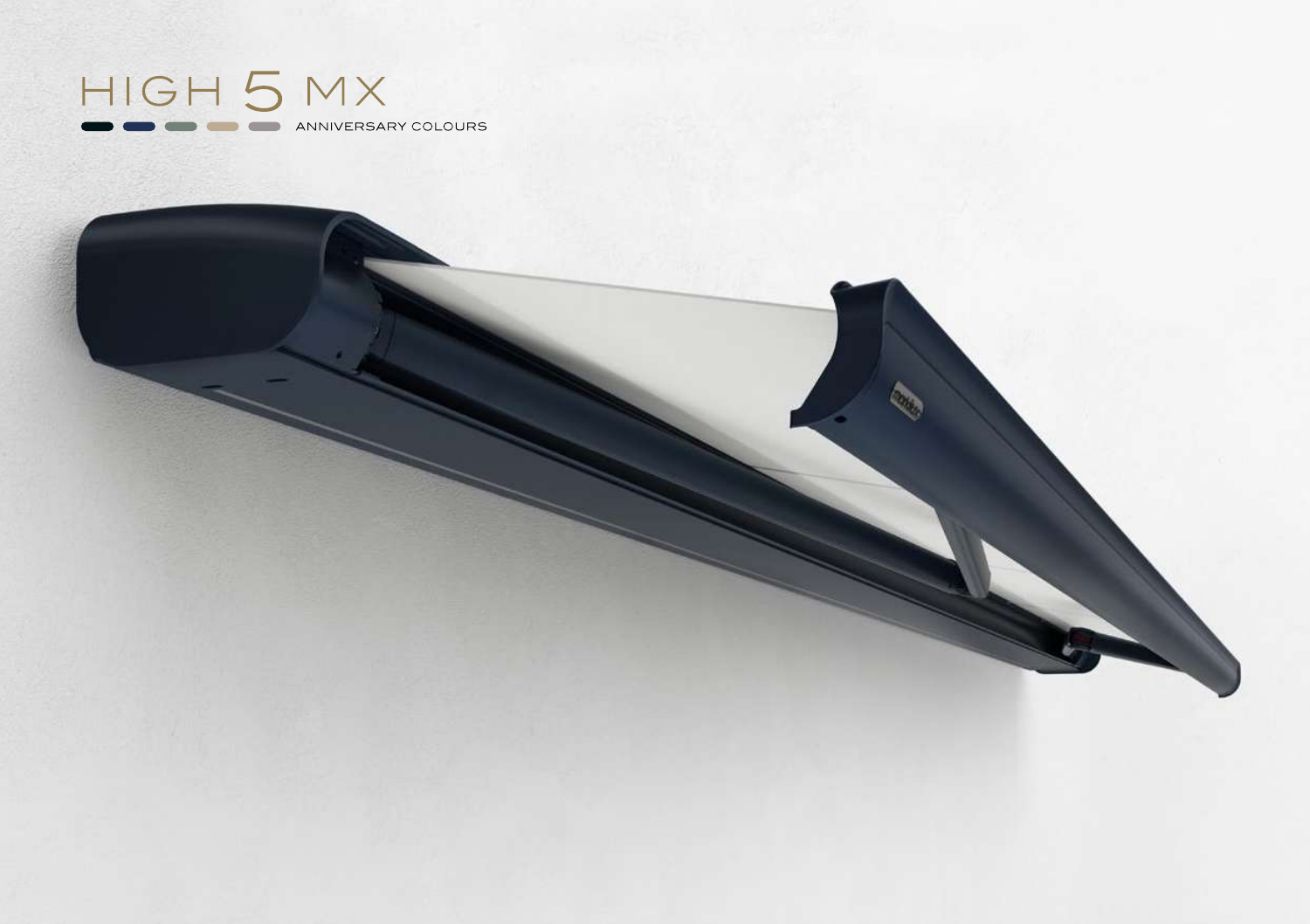# HIGH 5 MX

ANNIVERSARY COLOURS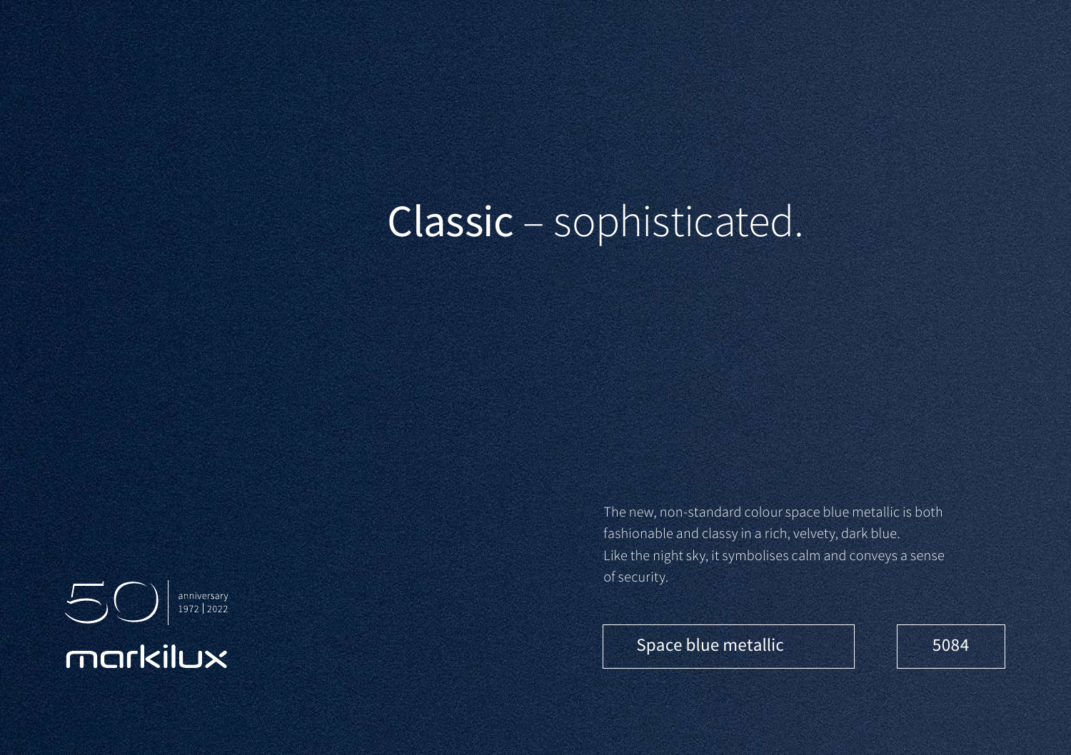# Classic – sophisticated.

The new, non-standard colour space blue metallic is both fashionable and classy in a rich, velvety, dark blue. Like the night sky, it symbolises calm and conveys a sense of security.

| Space blue metallic | 5084 |
|---|---|

50 anniversary 1972 | 2022

markilux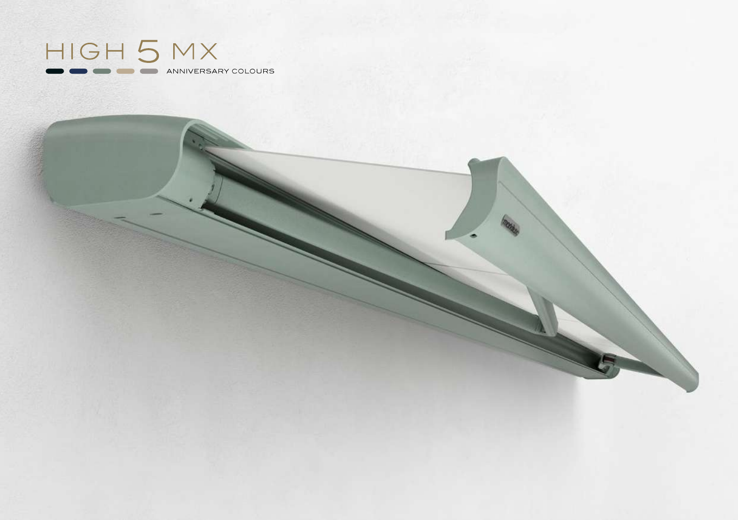# HIGH 5 MX

ANNIVERSARY COLOURS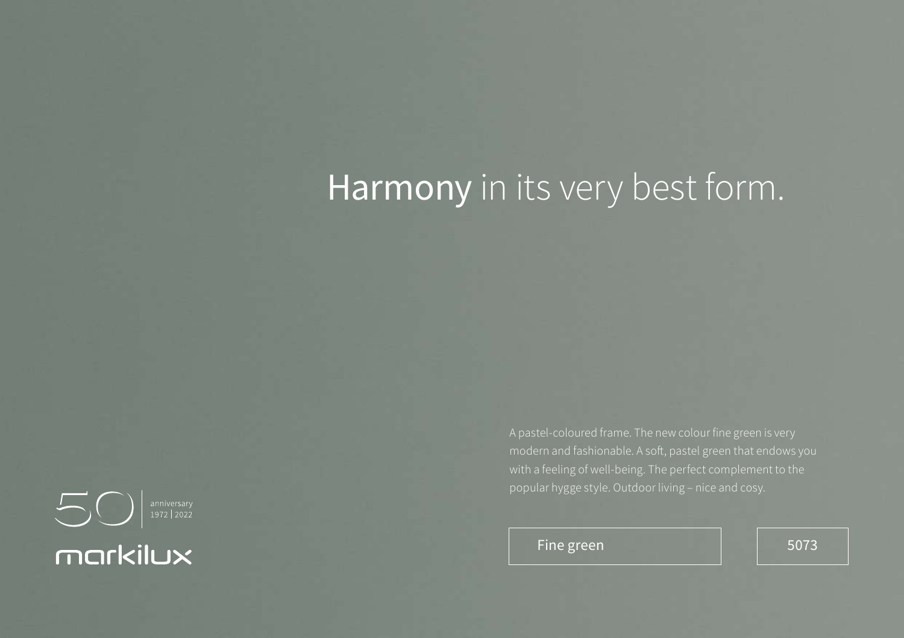# **Harmony** in its very best form.

A pastel-coloured frame. The new colour fine green is very modern and fashionable. A soft, pastel green that endows you with a feeling of well-being. The perfect complement to the popular hygge style. Outdoor living – nice and cosy.

| Fine green | 5073 |
|---|---|

50 anniversary 1972 | 2022

markilux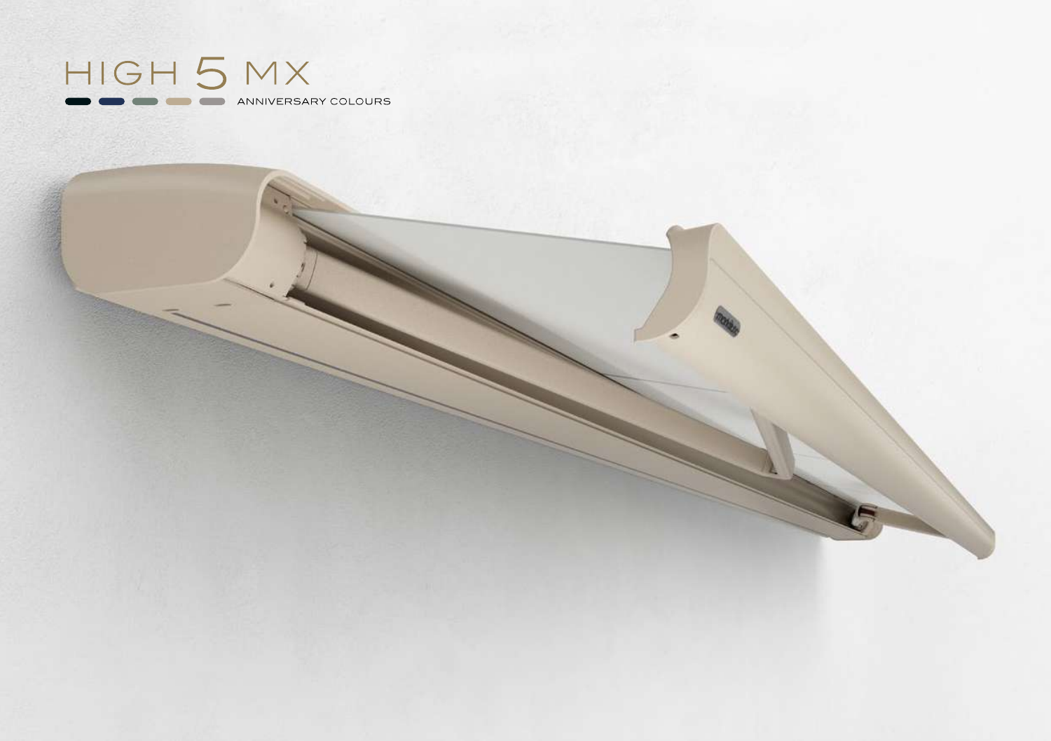# HIGH 5 MX

ANNIVERSARY COLOURS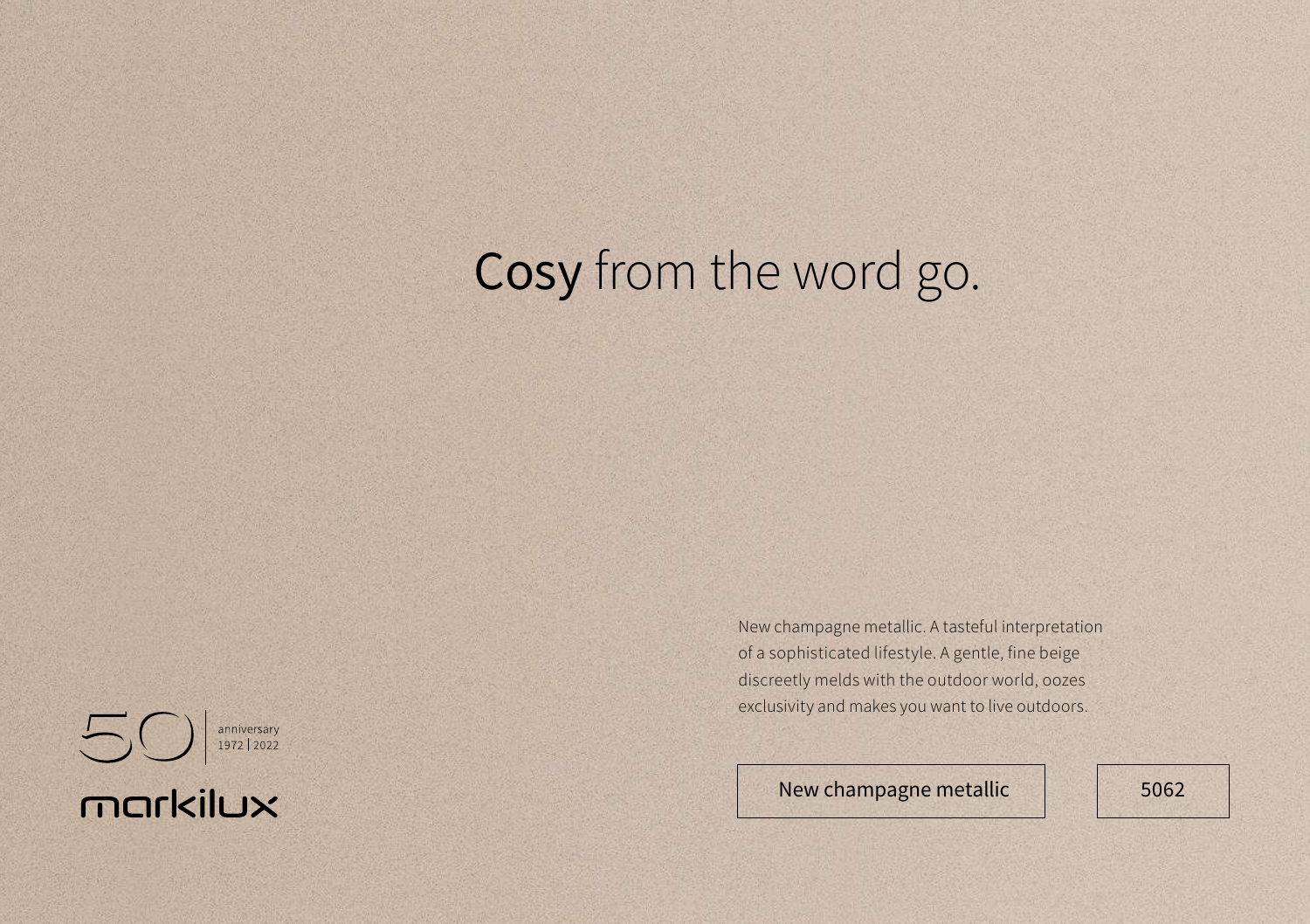# **Cosy** from the word go.

New champagne metallic. A tasteful interpretation of a sophisticated lifestyle. A gentle, fine beige discreetly melds with the outdoor world, oozes exclusivity and makes you want to live outdoors.

| New champagne metallic | 5062 |
|---|---|

50 anniversary 1972 | 2022

markilux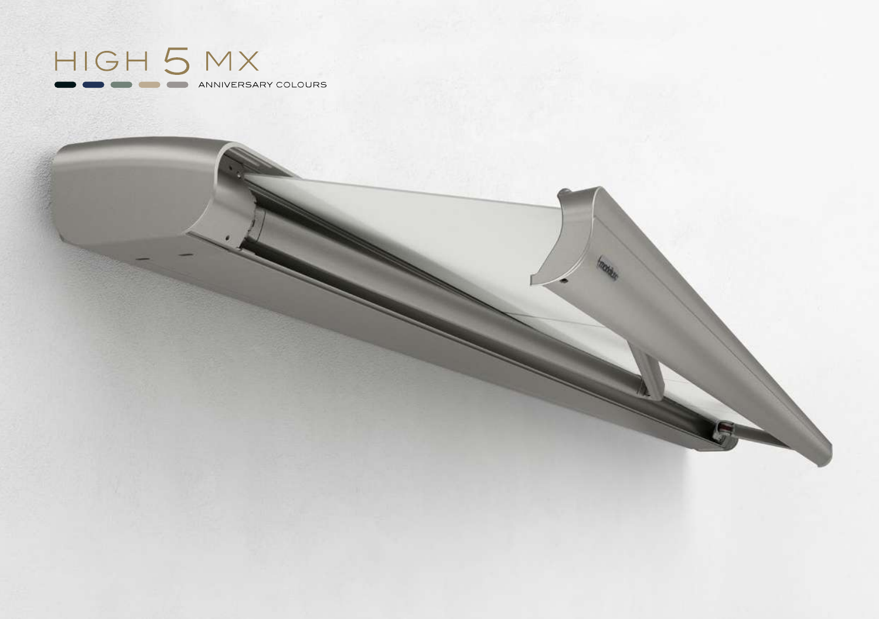# HIGH 5 MX

ANNIVERSARY COLOURS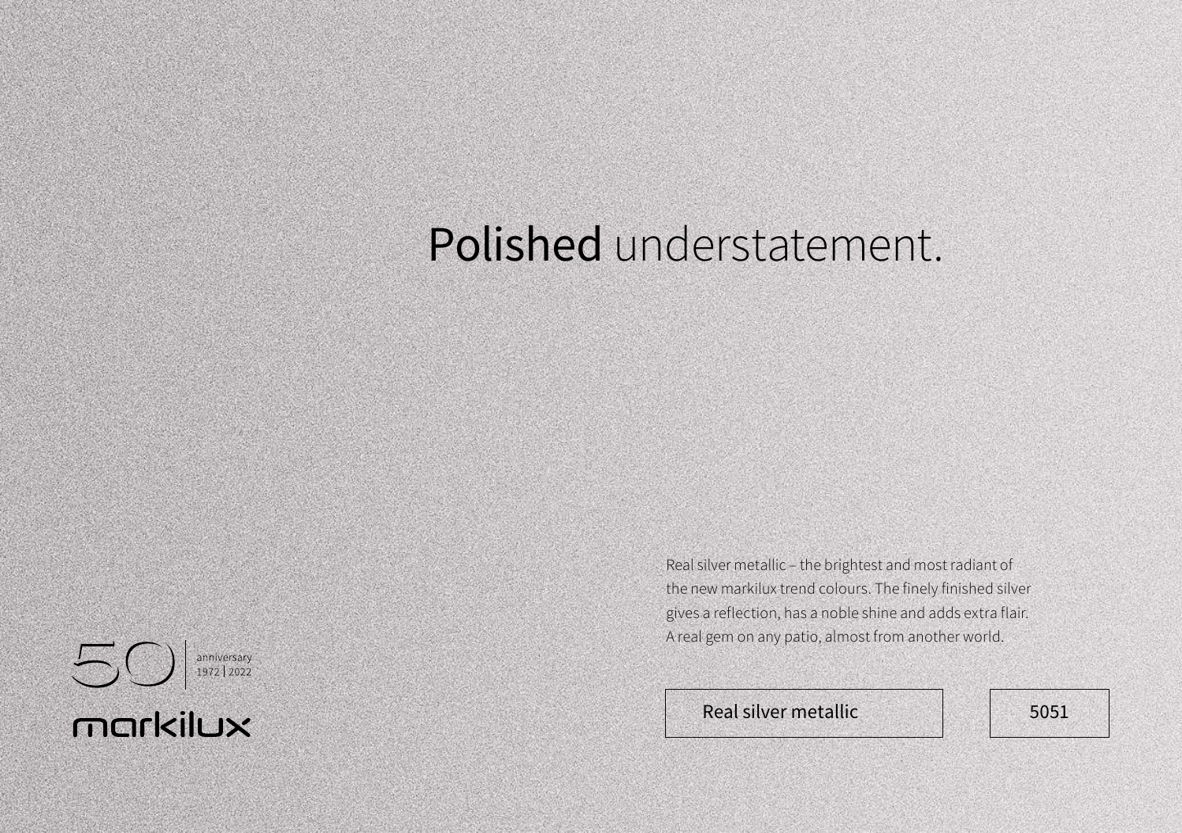# **Polished** understatement.

Real silver metallic – the brightest and most radiant of the new markilux trend colours. The finely finished silver gives a reflection, has a noble shine and adds extra flair. A real gem on any patio, almost from another world.

| Real silver metallic | 5051 |
|---|---|

50 | anniversary 1972 | 2022

markilux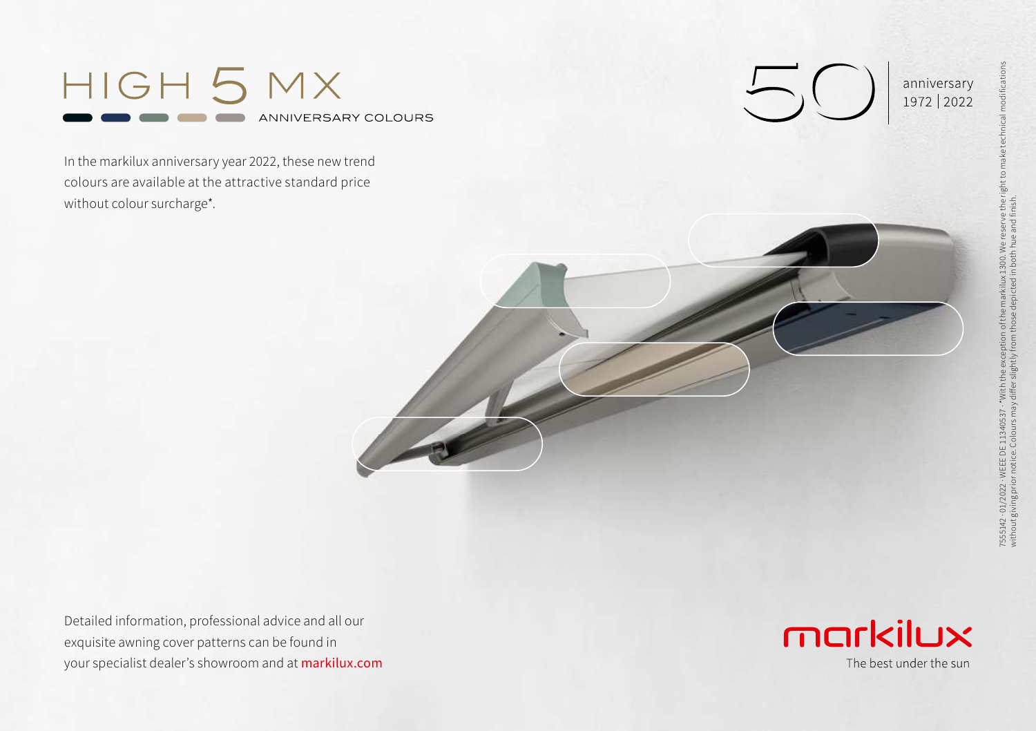# HIGH 5 MX

ANNIVERSARY COLOURS

50 anniversary 1972 | 2022

In the markilux anniversary year 2022, these new trend colours are available at the attractive standard price without colour surcharge*.

Detailed information, professional advice and all our exquisite awning cover patterns can be found in your specialist dealer's showroom and at markilux.com

markilux

The best under the sun

7555142 · 01/2022 · WEEE DE 11340537 · *With the exception of the markilux 1300. We reserve the right to make technical modifications without giving prior notice. Colours may differ slightly from those depicted in both hue and finish.